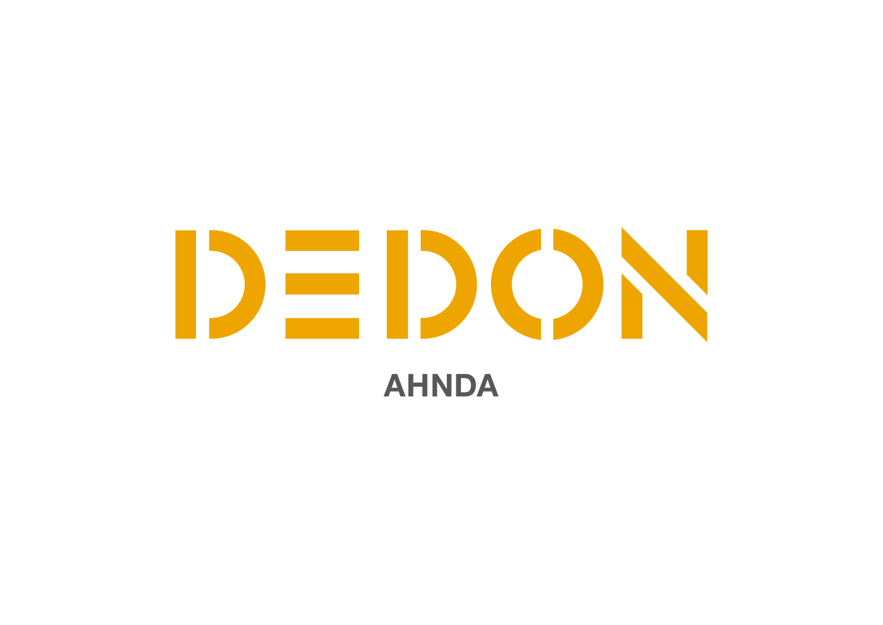# DEDON

## AHNDA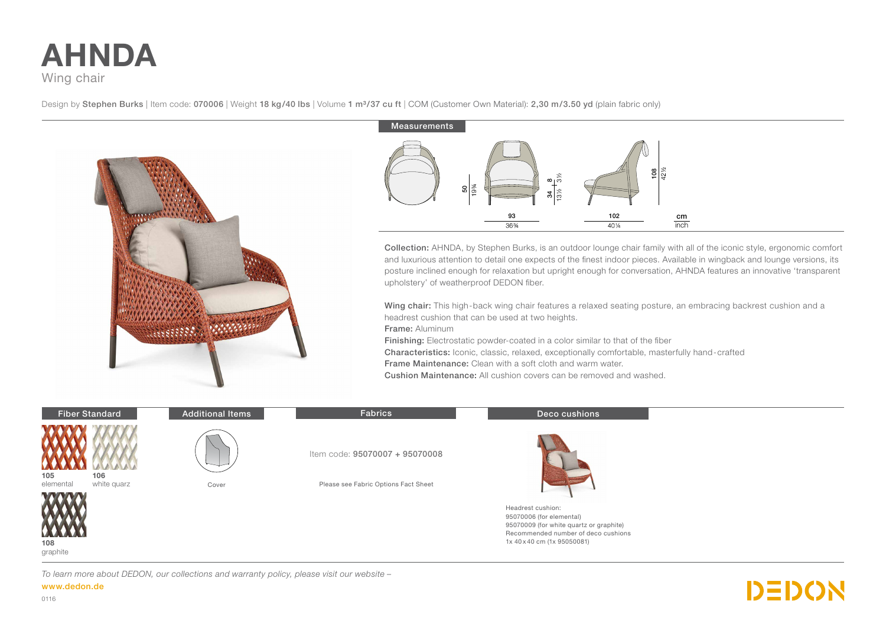# AHNDA

Wing chair

Design by **Stephen Burks** | Item code: **070006** | Weight **18 kg/40 lbs** | Volume **1 m³/37 cu ft** | COM (Customer Own Material): **2,30 m/3.50 yd** (plain fabric only)

## Measurements

| | cm | inch |
|---|---|---|
| Width | 93 | 36¾ |
| Depth | 102 | 40¼ |
| Height | 108 | 42½ |
| Seat height | 34 | 13½ |
| Armrest height | 50 | 19¾ |
| Seat cushion | 8 | 3¼ |

**Collection:** AHNDA, by Stephen Burks, is an outdoor lounge chair family with all of the iconic style, ergonomic comfort and luxurious attention to detail one expects of the finest indoor pieces. Available in wingback and lounge versions, its posture inclined enough for relaxation but upright enough for conversation, AHNDA features an innovative 'transparent upholstery' of weatherproof DEDON fiber.

**Wing chair:** This high-back wing chair features a relaxed seating posture, an embracing backrest cushion and a headrest cushion that can be used at two heights.

**Frame:** Aluminum

**Finishing:** Electrostatic powder-coated in a color similar to that of the fiber

**Characteristics:** Iconic, classic, relaxed, exceptionally comfortable, masterfully hand-crafted

**Frame Maintenance:** Clean with a soft cloth and warm water.

**Cushion Maintenance:** All cushion covers can be removed and washed.

## Fiber Standard

- **105** elemental
- **106** white quarz
- **108** graphite

## Additional Items

Cover

## Fabrics

Item code: **95070007 + 95070008**

Please see Fabric Options Fact Sheet

## Deco cushions

Headrest cushion:
95070006 (for elemental)
95070009 (for white quartz or graphite)
Recommended number of deco cushions
1x 40 x 40 cm (1x 95050081)

*To learn more about DEDON, our collections and warranty policy, please visit our website –*
**www.dedon.de**

0116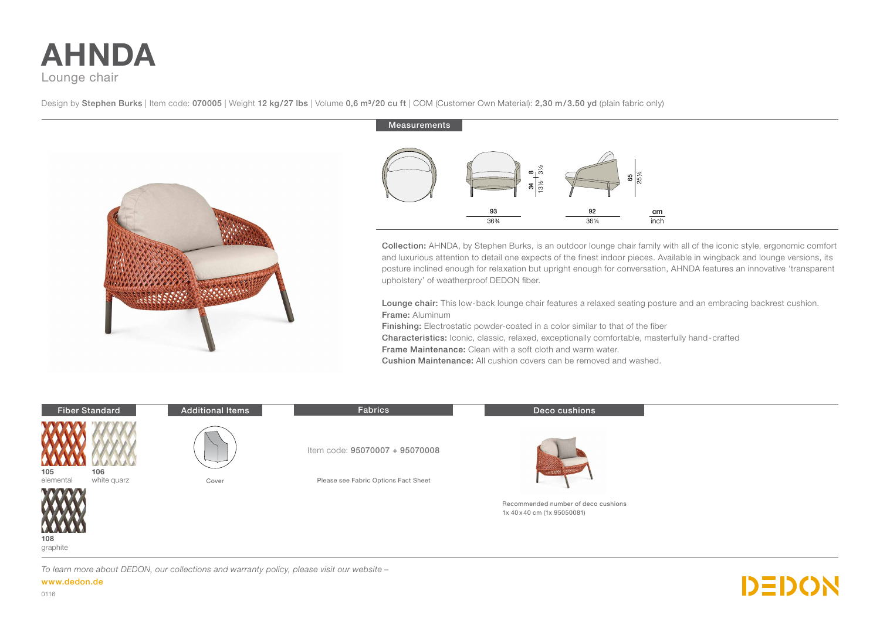# AHNDA

Lounge chair

Design by **Stephen Burks** | Item code: **070005** | Weight **12 kg/27 lbs** | Volume **0,6 m³/20 cu ft** | COM (Customer Own Material): **2,30 m/3.50 yd** (plain fabric only)

## Measurements

| | cm | inch |
|---|---|---|
| Width | 93 | 36¾ |
| Depth | 92 | 36¼ |
| Height | 65 | 25½ |
| Seat height | 34 | 13½ |
| Armrest / cushion | 8 | 3½ |

**Collection:** AHNDA, by Stephen Burks, is an outdoor lounge chair family with all of the iconic style, ergonomic comfort and luxurious attention to detail one expects of the finest indoor pieces. Available in wingback and lounge versions, its posture inclined enough for relaxation but upright enough for conversation, AHNDA features an innovative 'transparent upholstery' of weatherproof DEDON fiber.

**Lounge chair:** This low-back lounge chair features a relaxed seating posture and an embracing backrest cushion.
**Frame:** Aluminum
**Finishing:** Electrostatic powder-coated in a color similar to that of the fiber
**Characteristics:** Iconic, classic, relaxed, exceptionally comfortable, masterfully hand-crafted
**Frame Maintenance:** Clean with a soft cloth and warm water.
**Cushion Maintenance:** All cushion covers can be removed and washed.

## Fiber Standard

- **105** elemental
- **106** white quarz
- **108** graphite

## Additional Items

Cover

## Fabrics

Item code: **95070007 + 95070008**

Please see Fabric Options Fact Sheet

## Deco cushions

Recommended number of deco cushions
1x 40 x 40 cm (1x 95050081)

*To learn more about DEDON, our collections and warranty policy, please visit our website –*
**www.dedon.de**

0116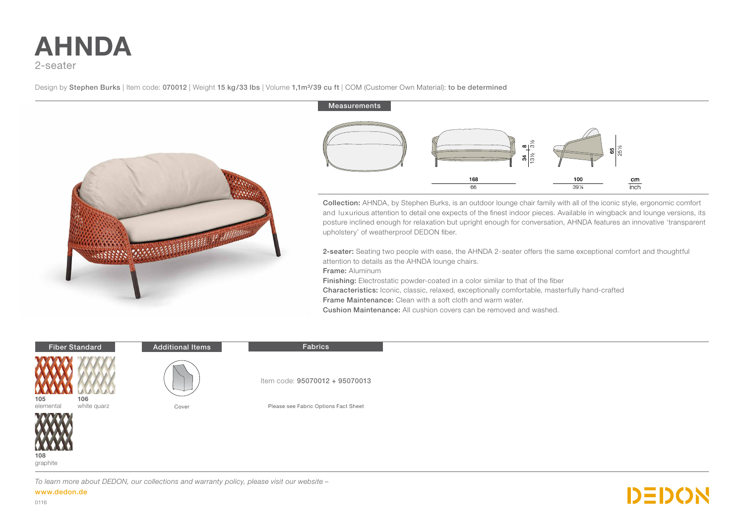# AHNDA

2-seater

Design by **Stephen Burks** | Item code: **070012** | Weight **15 kg/33 lbs** | Volume **1,1m³/39 cu ft** | COM (Customer Own Material): **to be determined**

## Measurements

| | cm | inch |
|---|---|---|
| Width | 168 | 66 |
| Depth | 100 | 39¼ |
| Height | 65 | 25½ |
| Seat height | 34 | 13½ |
| Armrest height above seat | 8 | 3½ |

**Collection:** AHNDA, by Stephen Burks, is an outdoor lounge chair family with all of the iconic style, ergonomic comfort and luxurious attention to detail one expects of the finest indoor pieces. Available in wingback and lounge versions, its posture inclined enough for relaxation but upright enough for conversation, AHNDA features an innovative 'transparent upholstery' of weatherproof DEDON fiber.

**2-seater:** Seating two people with ease, the AHNDA 2-seater offers the same exceptional comfort and thoughtful attention to details as the AHNDA lounge chairs.

**Frame:** Aluminum

**Finishing:** Electrostatic powder-coated in a color similar to that of the fiber

**Characteristics:** Iconic, classic, relaxed, exceptionally comfortable, masterfully hand-crafted

**Frame Maintenance:** Clean with a soft cloth and warm water.

**Cushion Maintenance:** All cushion covers can be removed and washed.

## Fiber Standard

- **105** elemental
- **106** white quarz
- **108** graphite

## Additional Items

Cover

## Fabrics

Item code: **95070012 + 95070013**

Please see Fabric Options Fact Sheet

*To learn more about DEDON, our collections and warranty policy, please visit our website –*

**www.dedon.de**

0116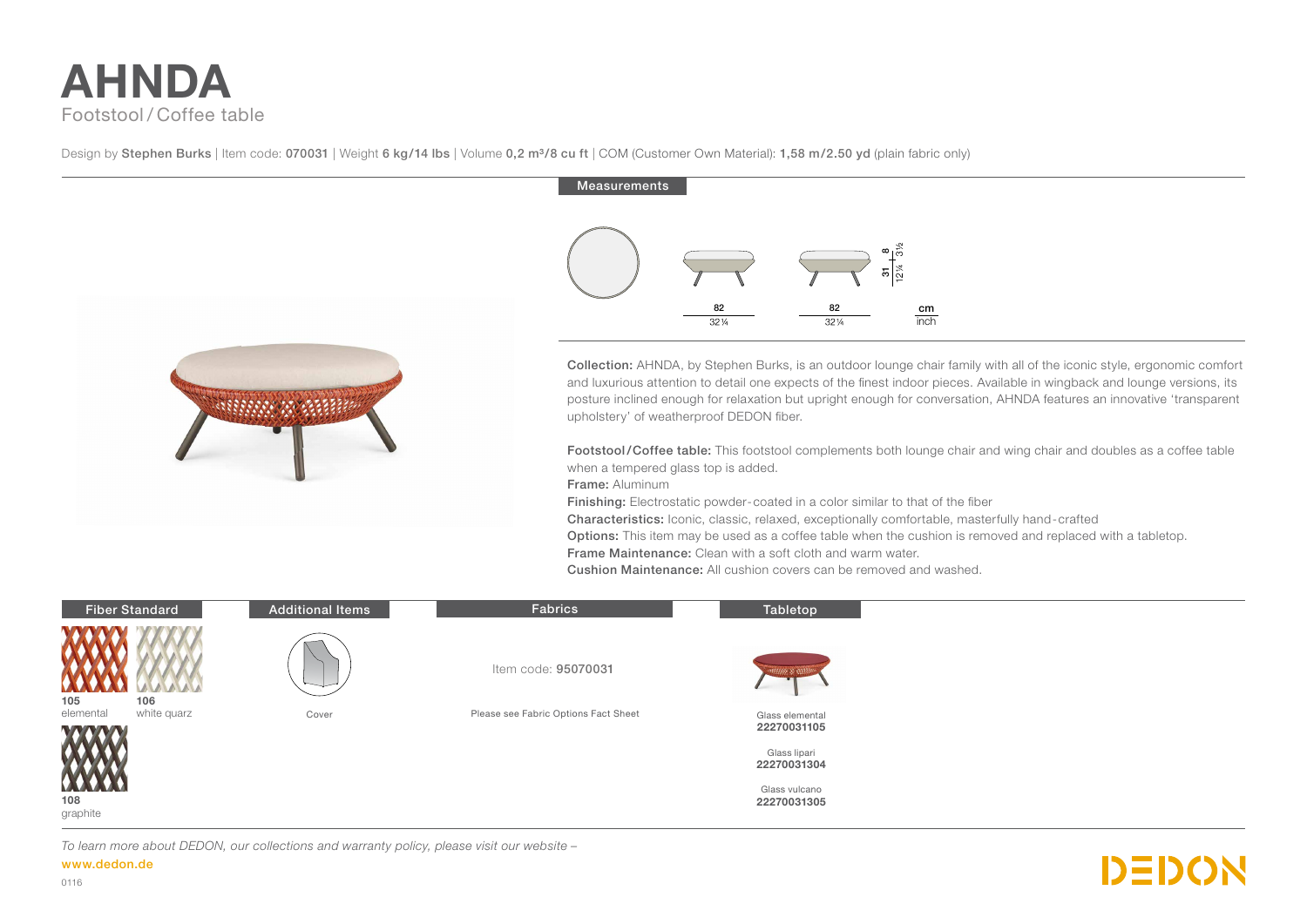# AHNDA

Footstool / Coffee table

Design by **Stephen Burks** | Item code: **070031** | Weight **6 kg/14 lbs** | Volume **0,2 m³/8 cu ft** | COM (Customer Own Material): **1,58 m/2.50 yd** (plain fabric only)

## Measurements

82
32¼

82
32¼

31
12¼

8
3½

cm
inch

**Collection:** AHNDA, by Stephen Burks, is an outdoor lounge chair family with all of the iconic style, ergonomic comfort and luxurious attention to detail one expects of the finest indoor pieces. Available in wingback and lounge versions, its posture inclined enough for relaxation but upright enough for conversation, AHNDA features an innovative 'transparent upholstery' of weatherproof DEDON fiber.

**Footstool/Coffee table:** This footstool complements both lounge chair and wing chair and doubles as a coffee table when a tempered glass top is added.
**Frame:** Aluminum
**Finishing:** Electrostatic powder-coated in a color similar to that of the fiber
**Characteristics:** Iconic, classic, relaxed, exceptionally comfortable, masterfully hand-crafted
**Options:** This item may be used as a coffee table when the cushion is removed and replaced with a tabletop.
**Frame Maintenance:** Clean with a soft cloth and warm water.
**Cushion Maintenance:** All cushion covers can be removed and washed.

## Fiber Standard

**105** elemental
**106** white quarz
**108** graphite

## Additional Items

Cover

## Fabrics

Item code: **95070031**

Please see Fabric Options Fact Sheet

## Tabletop

Glass elemental
**22270031105**

Glass lipari
**22270031304**

Glass vulcano
**22270031305**

*To learn more about DEDON, our collections and warranty policy, please visit our website –*
**www.dedon.de**

0116

DEDON